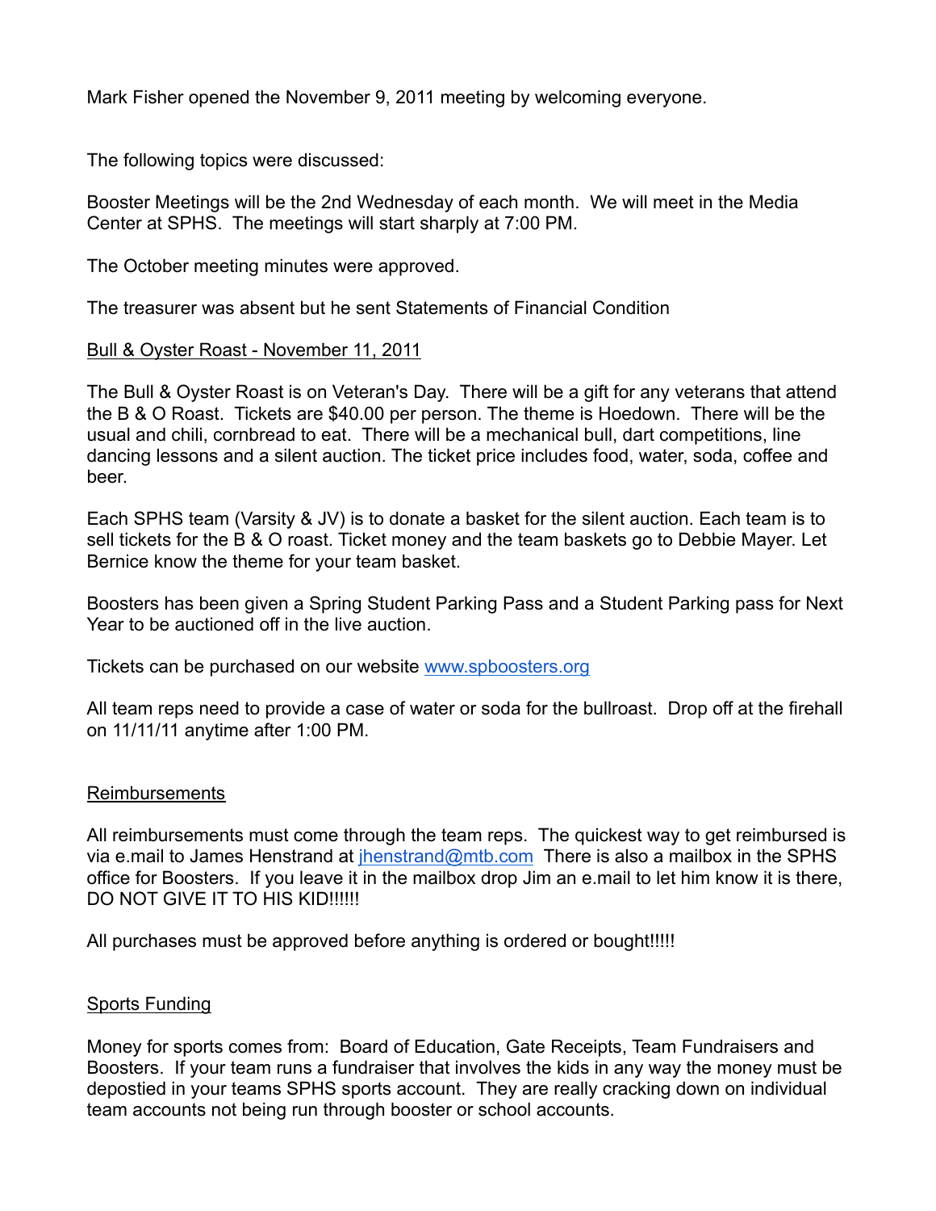Mark Fisher opened the November 9, 2011 meeting by welcoming everyone.

The following topics were discussed:

Booster Meetings will be the 2nd Wednesday of each month. We will meet in the Media Center at SPHS. The meetings will start sharply at 7:00 PM.

The October meeting minutes were approved.

The treasurer was absent but he sent Statements of Financial Condition

<u>Bull & Oyster Roast - November 11, 2011</u>

The Bull & Oyster Roast is on Veteran's Day. There will be a gift for any veterans that attend the B & O Roast. Tickets are $40.00 per person. The theme is Hoedown. There will be the usual and chili, cornbread to eat. There will be a mechanical bull, dart competitions, line dancing lessons and a silent auction. The ticket price includes food, water, soda, coffee and beer.

Each SPHS team (Varsity & JV) is to donate a basket for the silent auction. Each team is to sell tickets for the B & O roast. Ticket money and the team baskets go to Debbie Mayer. Let Bernice know the theme for your team basket.

Boosters has been given a Spring Student Parking Pass and a Student Parking pass for Next Year to be auctioned off in the live auction.

Tickets can be purchased on our website [www.spboosters.org](http://www.spboosters.org)

All team reps need to provide a case of water or soda for the bullroast. Drop off at the firehall on 11/11/11 anytime after 1:00 PM.

<u>Reimbursements</u>

All reimbursements must come through the team reps. The quickest way to get reimbursed is via e.mail to James Henstrand at [jhenstrand@mtb.com](mailto:jhenstrand@mtb.com) There is also a mailbox in the SPHS office for Boosters. If you leave it in the mailbox drop Jim an e.mail to let him know it is there, DO NOT GIVE IT TO HIS KID!!!!!!

All purchases must be approved before anything is ordered or bought!!!!!

<u>Sports Funding</u>

Money for sports comes from: Board of Education, Gate Receipts, Team Fundraisers and Boosters. If your team runs a fundraiser that involves the kids in any way the money must be depostied in your teams SPHS sports account. They are really cracking down on individual team accounts not being run through booster or school accounts.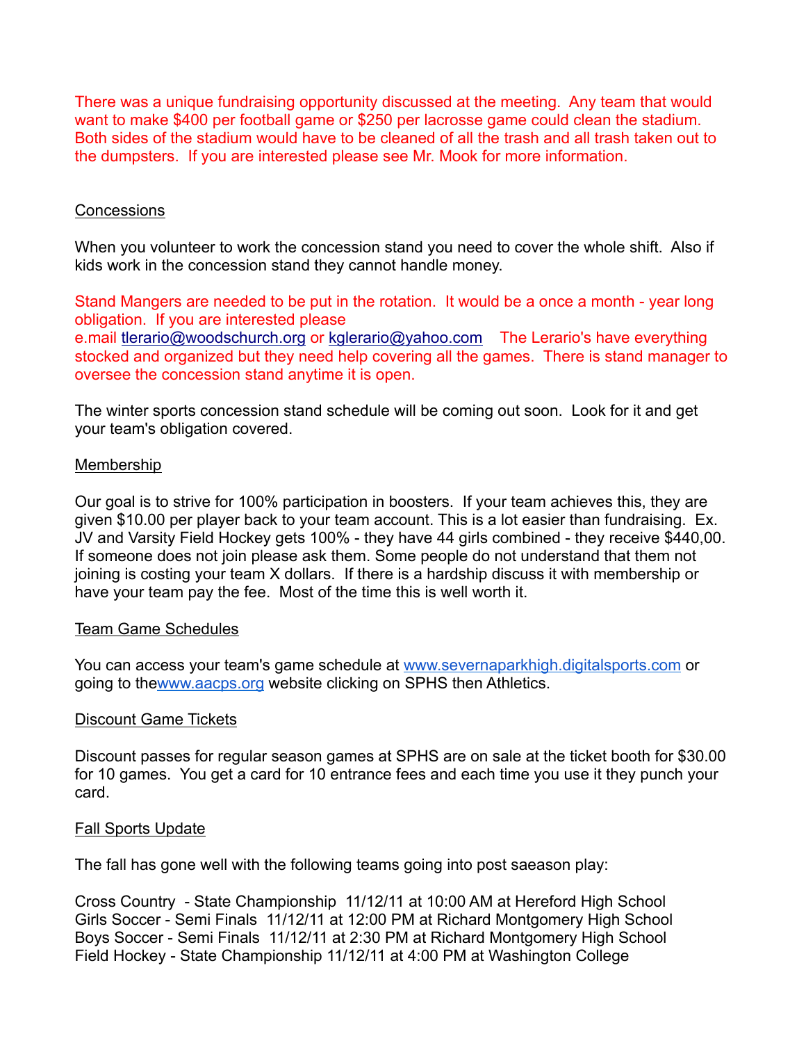There was a unique fundraising opportunity discussed at the meeting.  Any team that would want to make $400 per football game or $250 per lacrosse game could clean the stadium. Both sides of the stadium would have to be cleaned of all the trash and all trash taken out to the dumpsters.  If you are interested please see Mr. Mook for more information.

## Concessions

When you volunteer to work the concession stand you need to cover the whole shift.  Also if kids work in the concession stand they cannot handle money.

Stand Mangers are needed to be put in the rotation.  It would be a once a month - year long obligation.  If you are interested please e.mail tlerario@woodschurch.org or kglerario@yahoo.com   The Lerario's have everything stocked and organized but they need help covering all the games.  There is stand manager to oversee the concession stand anytime it is open.

The winter sports concession stand schedule will be coming out soon.  Look for it and get your team's obligation covered.

## Membership

Our goal is to strive for 100% participation in boosters.  If your team achieves this, they are given $10.00 per player back to your team account. This is a lot easier than fundraising.  Ex. JV and Varsity Field Hockey gets 100% - they have 44 girls combined - they receive $440,00. If someone does not join please ask them. Some people do not understand that them not joining is costing your team X dollars.  If there is a hardship discuss it with membership or have your team pay the fee.  Most of the time this is well worth it.

## Team Game Schedules

You can access your team's game schedule at www.severnaparkhigh.digitalsports.com or going to thewww.aacps.org website clicking on SPHS then Athletics.

## Discount Game Tickets

Discount passes for regular season games at SPHS are on sale at the ticket booth for $30.00 for 10 games.  You get a card for 10 entrance fees and each time you use it they punch your card.

## Fall Sports Update

The fall has gone well with the following teams going into post saeason play:

Cross Country  - State Championship  11/12/11 at 10:00 AM at Hereford High School
Girls Soccer - Semi Finals  11/12/11 at 12:00 PM at Richard Montgomery High School
Boys Soccer - Semi Finals  11/12/11 at 2:30 PM at Richard Montgomery High School
Field Hockey - State Championship 11/12/11 at 4:00 PM at Washington College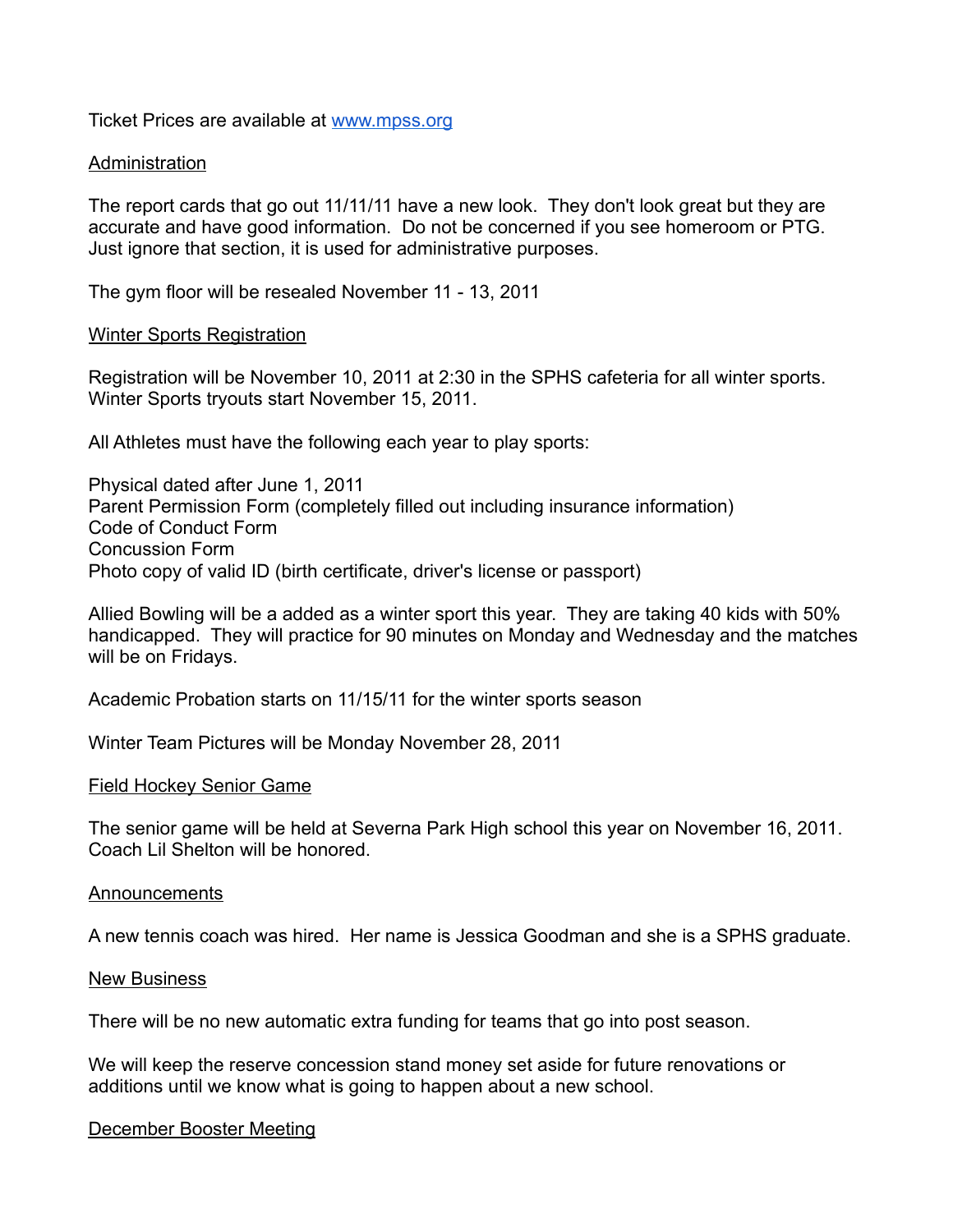Ticket Prices are available at [www.mpss.org](http://www.mpss.org)

## Administration

The report cards that go out 11/11/11 have a new look. They don't look great but they are accurate and have good information. Do not be concerned if you see homeroom or PTG. Just ignore that section, it is used for administrative purposes.

The gym floor will be resealed November 11 - 13, 2011

## Winter Sports Registration

Registration will be November 10, 2011 at 2:30 in the SPHS cafeteria for all winter sports. Winter Sports tryouts start November 15, 2011.

All Athletes must have the following each year to play sports:

Physical dated after June 1, 2011
Parent Permission Form (completely filled out including insurance information)
Code of Conduct Form
Concussion Form
Photo copy of valid ID (birth certificate, driver's license or passport)

Allied Bowling will be a added as a winter sport this year. They are taking 40 kids with 50% handicapped. They will practice for 90 minutes on Monday and Wednesday and the matches will be on Fridays.

Academic Probation starts on 11/15/11 for the winter sports season

Winter Team Pictures will be Monday November 28, 2011

## Field Hockey Senior Game

The senior game will be held at Severna Park High school this year on November 16, 2011. Coach Lil Shelton will be honored.

## Announcements

A new tennis coach was hired. Her name is Jessica Goodman and she is a SPHS graduate.

## New Business

There will be no new automatic extra funding for teams that go into post season.

We will keep the reserve concession stand money set aside for future renovations or additions until we know what is going to happen about a new school.

## December Booster Meeting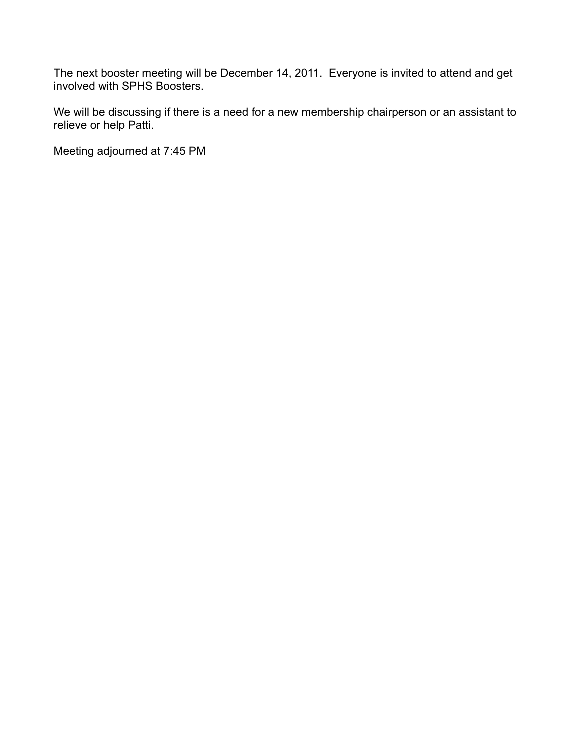The next booster meeting will be December 14, 2011. Everyone is invited to attend and get involved with SPHS Boosters.

We will be discussing if there is a need for a new membership chairperson or an assistant to relieve or help Patti.

Meeting adjourned at 7:45 PM